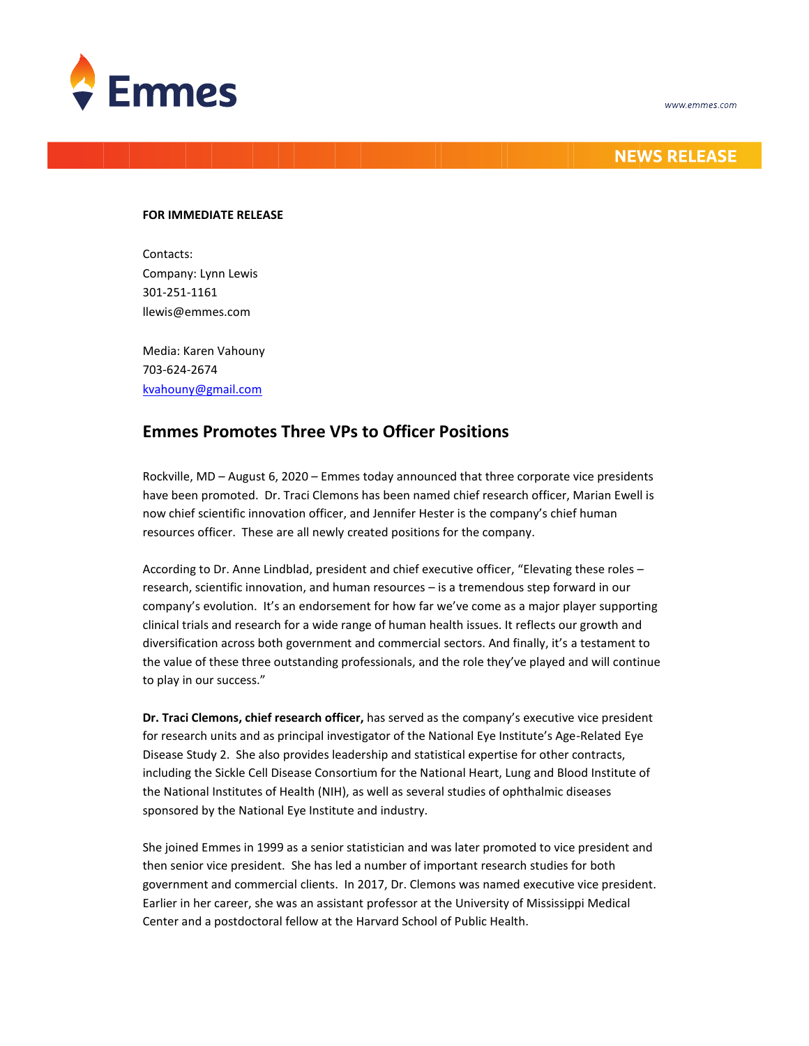Emmes

www.emmes.com

NEWS RELEASE

**FOR IMMEDIATE RELEASE**

Contacts:
Company: Lynn Lewis
301-251-1161
llewis@emmes.com

Media: Karen Vahouny
703-624-2674
kvahouny@gmail.com

## Emmes Promotes Three VPs to Officer Positions

Rockville, MD – August 6, 2020 – Emmes today announced that three corporate vice presidents have been promoted. Dr. Traci Clemons has been named chief research officer, Marian Ewell is now chief scientific innovation officer, and Jennifer Hester is the company's chief human resources officer. These are all newly created positions for the company.

According to Dr. Anne Lindblad, president and chief executive officer, "Elevating these roles – research, scientific innovation, and human resources – is a tremendous step forward in our company's evolution. It's an endorsement for how far we've come as a major player supporting clinical trials and research for a wide range of human health issues. It reflects our growth and diversification across both government and commercial sectors. And finally, it's a testament to the value of these three outstanding professionals, and the role they've played and will continue to play in our success."

**Dr. Traci Clemons, chief research officer,** has served as the company's executive vice president for research units and as principal investigator of the National Eye Institute's Age-Related Eye Disease Study 2. She also provides leadership and statistical expertise for other contracts, including the Sickle Cell Disease Consortium for the National Heart, Lung and Blood Institute of the National Institutes of Health (NIH), as well as several studies of ophthalmic diseases sponsored by the National Eye Institute and industry.

She joined Emmes in 1999 as a senior statistician and was later promoted to vice president and then senior vice president. She has led a number of important research studies for both government and commercial clients. In 2017, Dr. Clemons was named executive vice president. Earlier in her career, she was an assistant professor at the University of Mississippi Medical Center and a postdoctoral fellow at the Harvard School of Public Health.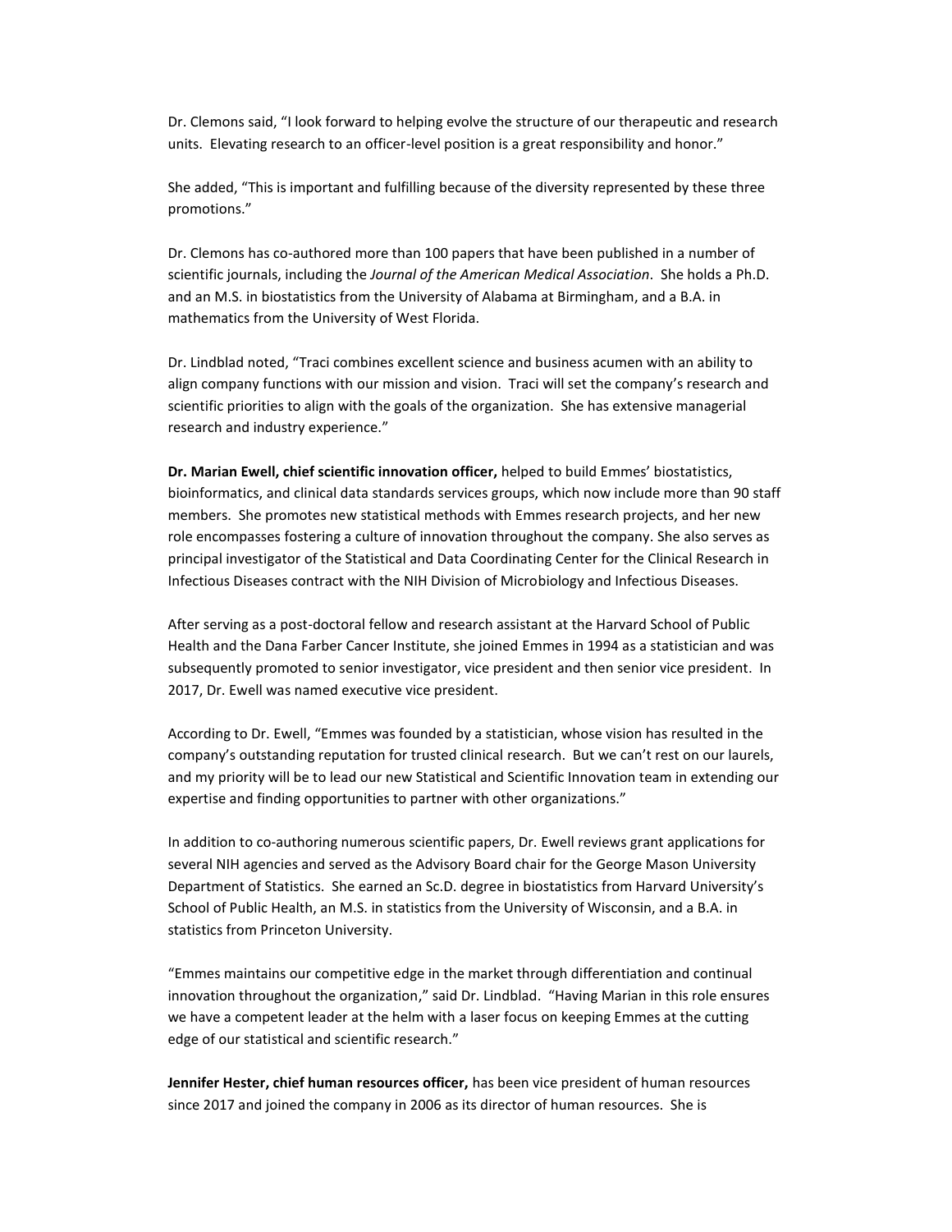Dr. Clemons said, "I look forward to helping evolve the structure of our therapeutic and research units. Elevating research to an officer-level position is a great responsibility and honor."

She added, "This is important and fulfilling because of the diversity represented by these three promotions."

Dr. Clemons has co-authored more than 100 papers that have been published in a number of scientific journals, including the *Journal of the American Medical Association*. She holds a Ph.D. and an M.S. in biostatistics from the University of Alabama at Birmingham, and a B.A. in mathematics from the University of West Florida.

Dr. Lindblad noted, "Traci combines excellent science and business acumen with an ability to align company functions with our mission and vision. Traci will set the company's research and scientific priorities to align with the goals of the organization. She has extensive managerial research and industry experience."

**Dr. Marian Ewell, chief scientific innovation officer,** helped to build Emmes' biostatistics, bioinformatics, and clinical data standards services groups, which now include more than 90 staff members. She promotes new statistical methods with Emmes research projects, and her new role encompasses fostering a culture of innovation throughout the company. She also serves as principal investigator of the Statistical and Data Coordinating Center for the Clinical Research in Infectious Diseases contract with the NIH Division of Microbiology and Infectious Diseases.

After serving as a post-doctoral fellow and research assistant at the Harvard School of Public Health and the Dana Farber Cancer Institute, she joined Emmes in 1994 as a statistician and was subsequently promoted to senior investigator, vice president and then senior vice president. In 2017, Dr. Ewell was named executive vice president.

According to Dr. Ewell, "Emmes was founded by a statistician, whose vision has resulted in the company's outstanding reputation for trusted clinical research. But we can't rest on our laurels, and my priority will be to lead our new Statistical and Scientific Innovation team in extending our expertise and finding opportunities to partner with other organizations."

In addition to co-authoring numerous scientific papers, Dr. Ewell reviews grant applications for several NIH agencies and served as the Advisory Board chair for the George Mason University Department of Statistics. She earned an Sc.D. degree in biostatistics from Harvard University's School of Public Health, an M.S. in statistics from the University of Wisconsin, and a B.A. in statistics from Princeton University.

"Emmes maintains our competitive edge in the market through differentiation and continual innovation throughout the organization," said Dr. Lindblad. "Having Marian in this role ensures we have a competent leader at the helm with a laser focus on keeping Emmes at the cutting edge of our statistical and scientific research."

**Jennifer Hester, chief human resources officer,** has been vice president of human resources since 2017 and joined the company in 2006 as its director of human resources. She is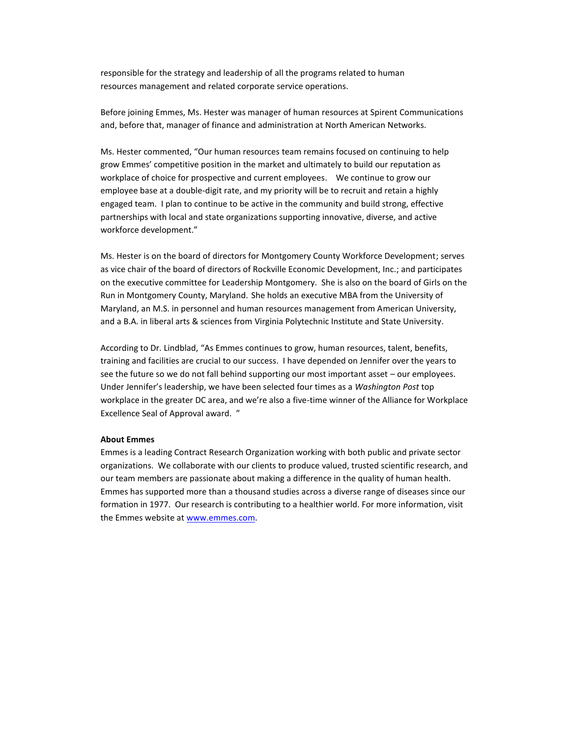responsible for the strategy and leadership of all the programs related to human resources management and related corporate service operations.

Before joining Emmes, Ms. Hester was manager of human resources at Spirent Communications and, before that, manager of finance and administration at North American Networks.

Ms. Hester commented, "Our human resources team remains focused on continuing to help grow Emmes' competitive position in the market and ultimately to build our reputation as workplace of choice for prospective and current employees. We continue to grow our employee base at a double-digit rate, and my priority will be to recruit and retain a highly engaged team. I plan to continue to be active in the community and build strong, effective partnerships with local and state organizations supporting innovative, diverse, and active workforce development."

Ms. Hester is on the board of directors for Montgomery County Workforce Development; serves as vice chair of the board of directors of Rockville Economic Development, Inc.; and participates on the executive committee for Leadership Montgomery. She is also on the board of Girls on the Run in Montgomery County, Maryland. She holds an executive MBA from the University of Maryland, an M.S. in personnel and human resources management from American University, and a B.A. in liberal arts & sciences from Virginia Polytechnic Institute and State University.

According to Dr. Lindblad, "As Emmes continues to grow, human resources, talent, benefits, training and facilities are crucial to our success. I have depended on Jennifer over the years to see the future so we do not fall behind supporting our most important asset – our employees. Under Jennifer's leadership, we have been selected four times as a *Washington Post* top workplace in the greater DC area, and we're also a five-time winner of the Alliance for Workplace Excellence Seal of Approval award. "

**About Emmes**
Emmes is a leading Contract Research Organization working with both public and private sector organizations. We collaborate with our clients to produce valued, trusted scientific research, and our team members are passionate about making a difference in the quality of human health. Emmes has supported more than a thousand studies across a diverse range of diseases since our formation in 1977. Our research is contributing to a healthier world. For more information, visit the Emmes website at [www.emmes.com](http://www.emmes.com).